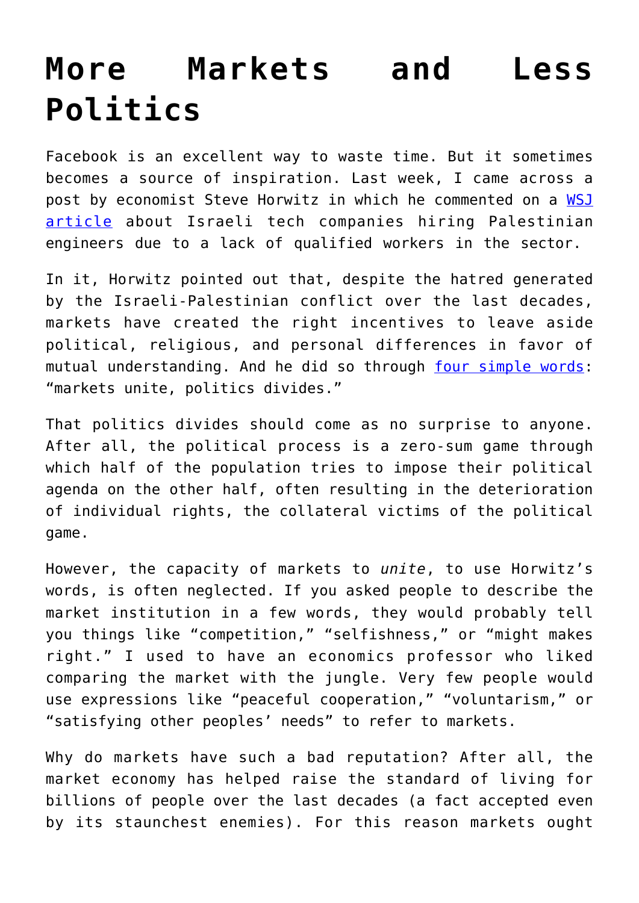# More Markets and Less Politics

Facebook is an excellent way to waste time. But it sometimes becomes a source of inspiration. Last week, I came across a post by economist Steve Horwitz in which he commented on a [WSJ article](#) about Israeli tech companies hiring Palestinian engineers due to a lack of qualified workers in the sector.

In it, Horwitz pointed out that, despite the hatred generated by the Israeli-Palestinian conflict over the last decades, markets have created the right incentives to leave aside political, religious, and personal differences in favor of mutual understanding. And he did so through [four simple words](#): "markets unite, politics divides."

That politics divides should come as no surprise to anyone. After all, the political process is a zero-sum game through which half of the population tries to impose their political agenda on the other half, often resulting in the deterioration of individual rights, the collateral victims of the political game.

However, the capacity of markets to *unite*, to use Horwitz's words, is often neglected. If you asked people to describe the market institution in a few words, they would probably tell you things like "competition," "selfishness," or "might makes right." I used to have an economics professor who liked comparing the market with the jungle. Very few people would use expressions like "peaceful cooperation," "voluntarism," or "satisfying other peoples' needs" to refer to markets.

Why do markets have such a bad reputation? After all, the market economy has helped raise the standard of living for billions of people over the last decades (a fact accepted even by its staunchest enemies). For this reason markets ought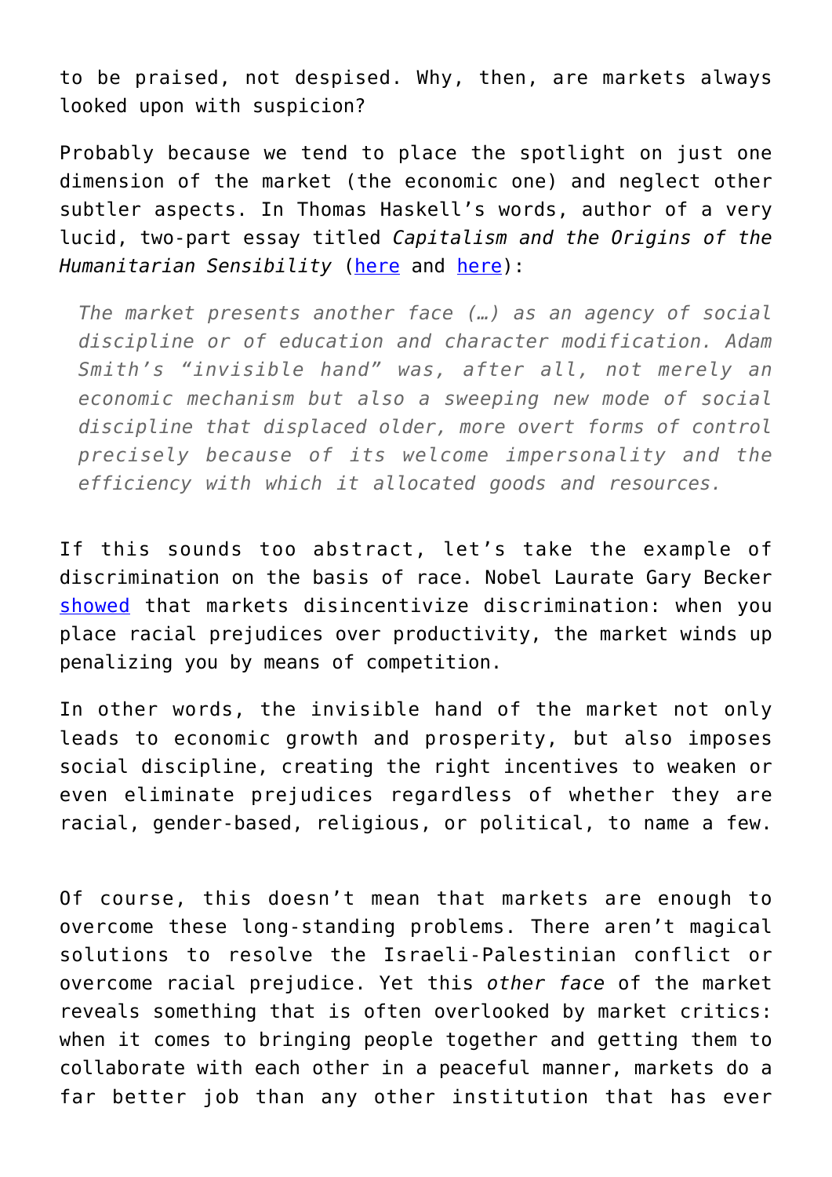to be praised, not despised. Why, then, are markets always looked upon with suspicion?

Probably because we tend to place the spotlight on just one dimension of the market (the economic one) and neglect other subtler aspects. In Thomas Haskell's words, author of a very lucid, two-part essay titled *Capitalism and the Origins of the Humanitarian Sensibility* (here and here):

> *The market presents another face (…) as an agency of social discipline or of education and character modification. Adam Smith's "invisible hand" was, after all, not merely an economic mechanism but also a sweeping new mode of social discipline that displaced older, more overt forms of control precisely because of its welcome impersonality and the efficiency with which it allocated goods and resources.*

If this sounds too abstract, let's take the example of discrimination on the basis of race. Nobel Laurate Gary Becker showed that markets disincentivize discrimination: when you place racial prejudices over productivity, the market winds up penalizing you by means of competition.

In other words, the invisible hand of the market not only leads to economic growth and prosperity, but also imposes social discipline, creating the right incentives to weaken or even eliminate prejudices regardless of whether they are racial, gender-based, religious, or political, to name a few.

Of course, this doesn't mean that markets are enough to overcome these long-standing problems. There aren't magical solutions to resolve the Israeli-Palestinian conflict or overcome racial prejudice. Yet this *other face* of the market reveals something that is often overlooked by market critics: when it comes to bringing people together and getting them to collaborate with each other in a peaceful manner, markets do a far better job than any other institution that has ever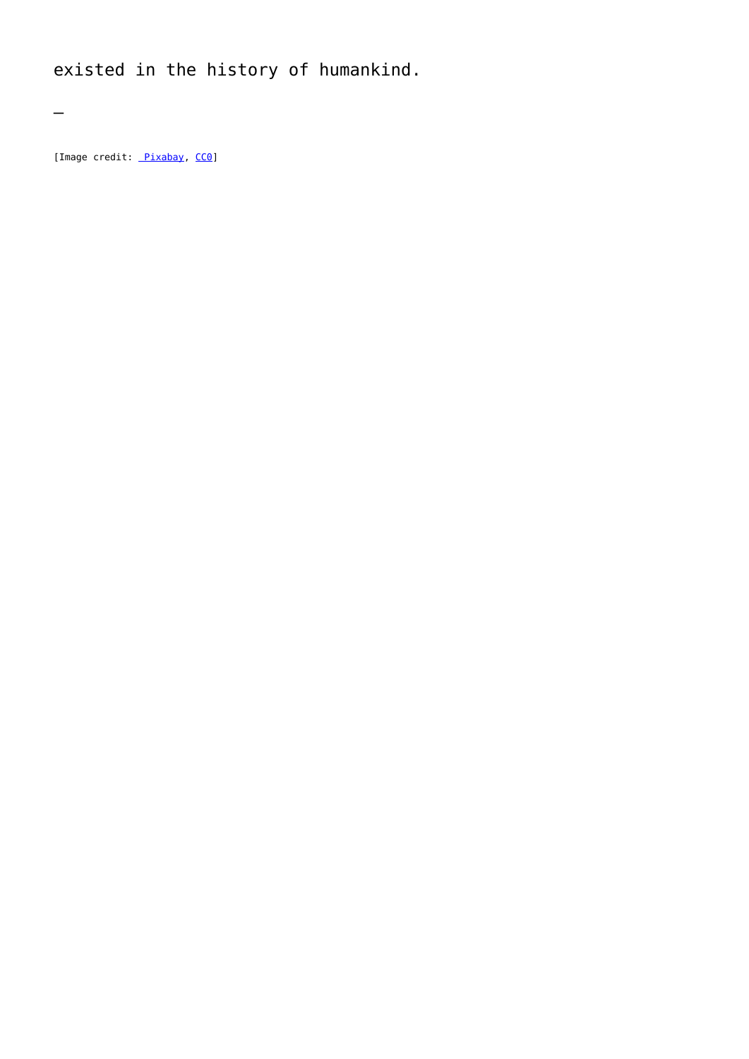existed in the history of humankind.

—

[Image credit: Pixabay, CC0]